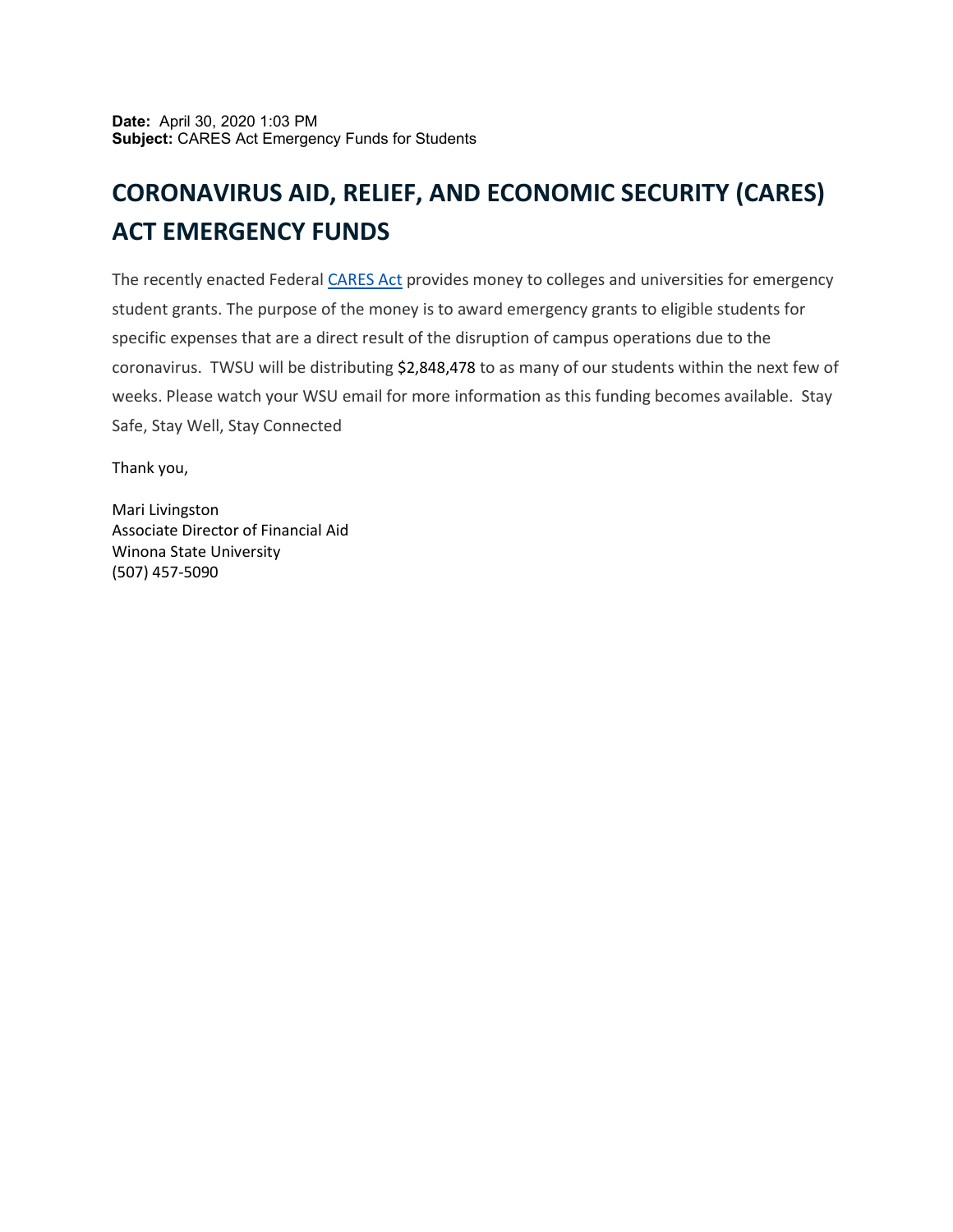**Date:** April 30, 2020 1:03 PM
**Subject:** CARES Act Emergency Funds for Students

# CORONAVIRUS AID, RELIEF, AND ECONOMIC SECURITY (CARES) ACT EMERGENCY FUNDS

The recently enacted Federal CARES Act provides money to colleges and universities for emergency student grants. The purpose of the money is to award emergency grants to eligible students for specific expenses that are a direct result of the disruption of campus operations due to the coronavirus. TWSU will be distributing $2,848,478 to as many of our students within the next few of weeks. Please watch your WSU email for more information as this funding becomes available. Stay Safe, Stay Well, Stay Connected

Thank you,

Mari Livingston
Associate Director of Financial Aid
Winona State University
(507) 457-5090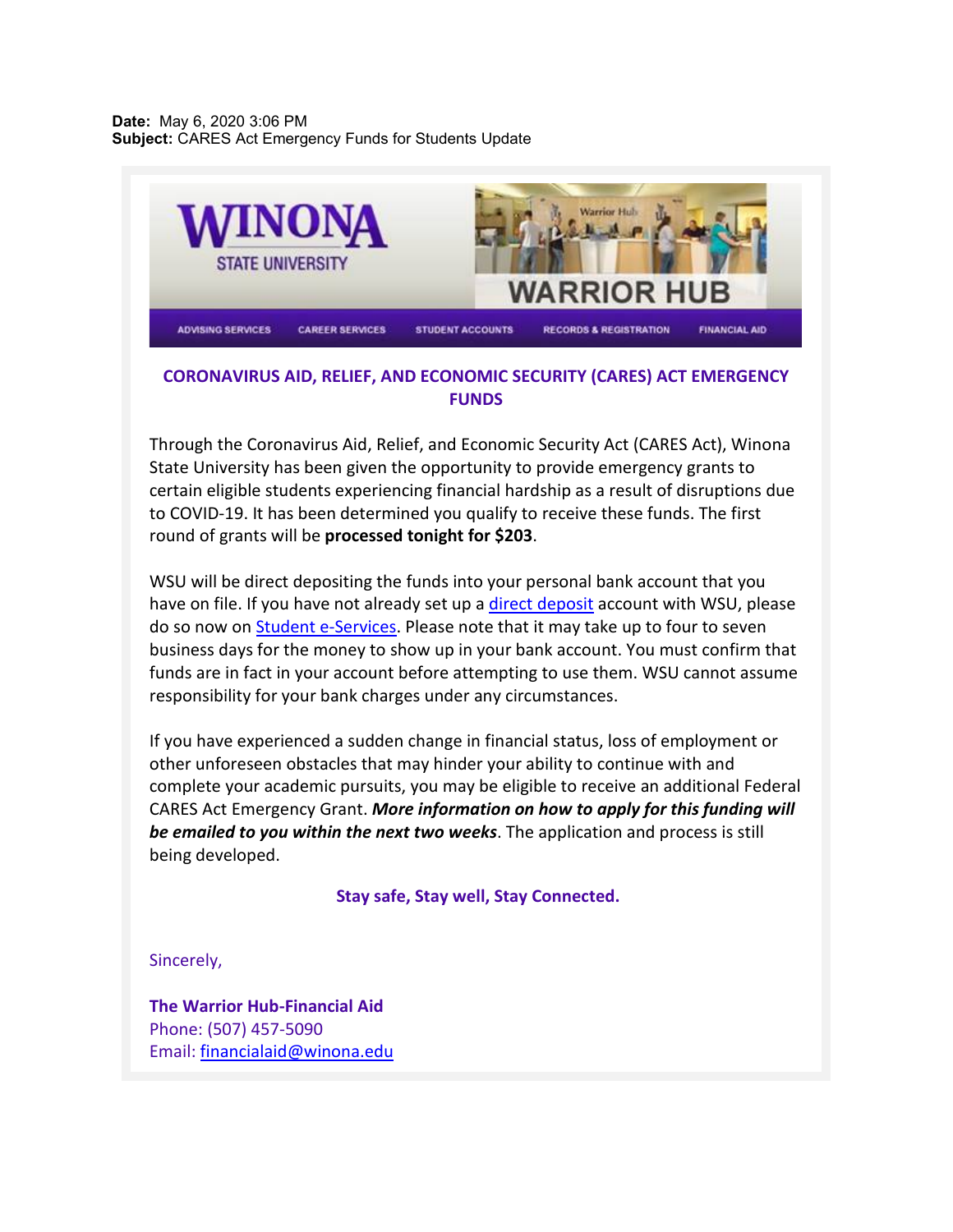**Date:** May 6, 2020 3:06 PM
**Subject:** CARES Act Emergency Funds for Students Update

WINONA STATE UNIVERSITY

WARRIOR HUB

ADVISING SERVICES | CAREER SERVICES | STUDENT ACCOUNTS | RECORDS & REGISTRATION | FINANCIAL AID

## CORONAVIRUS AID, RELIEF, AND ECONOMIC SECURITY (CARES) ACT EMERGENCY FUNDS

Through the Coronavirus Aid, Relief, and Economic Security Act (CARES Act), Winona State University has been given the opportunity to provide emergency grants to certain eligible students experiencing financial hardship as a result of disruptions due to COVID-19. It has been determined you qualify to receive these funds. The first round of grants will be **processed tonight for $203**.

WSU will be direct depositing the funds into your personal bank account that you have on file. If you have not already set up a direct deposit account with WSU, please do so now on Student e-Services. Please note that it may take up to four to seven business days for the money to show up in your bank account. You must confirm that funds are in fact in your account before attempting to use them. WSU cannot assume responsibility for your bank charges under any circumstances.

If you have experienced a sudden change in financial status, loss of employment or other unforeseen obstacles that may hinder your ability to continue with and complete your academic pursuits, you may be eligible to receive an additional Federal CARES Act Emergency Grant. ***More information on how to apply for this funding will be emailed to you within the next two weeks***. The application and process is still being developed.

**Stay safe, Stay well, Stay Connected.**

Sincerely,

**The Warrior Hub-Financial Aid**
Phone: (507) 457-5090
Email: financialaid@winona.edu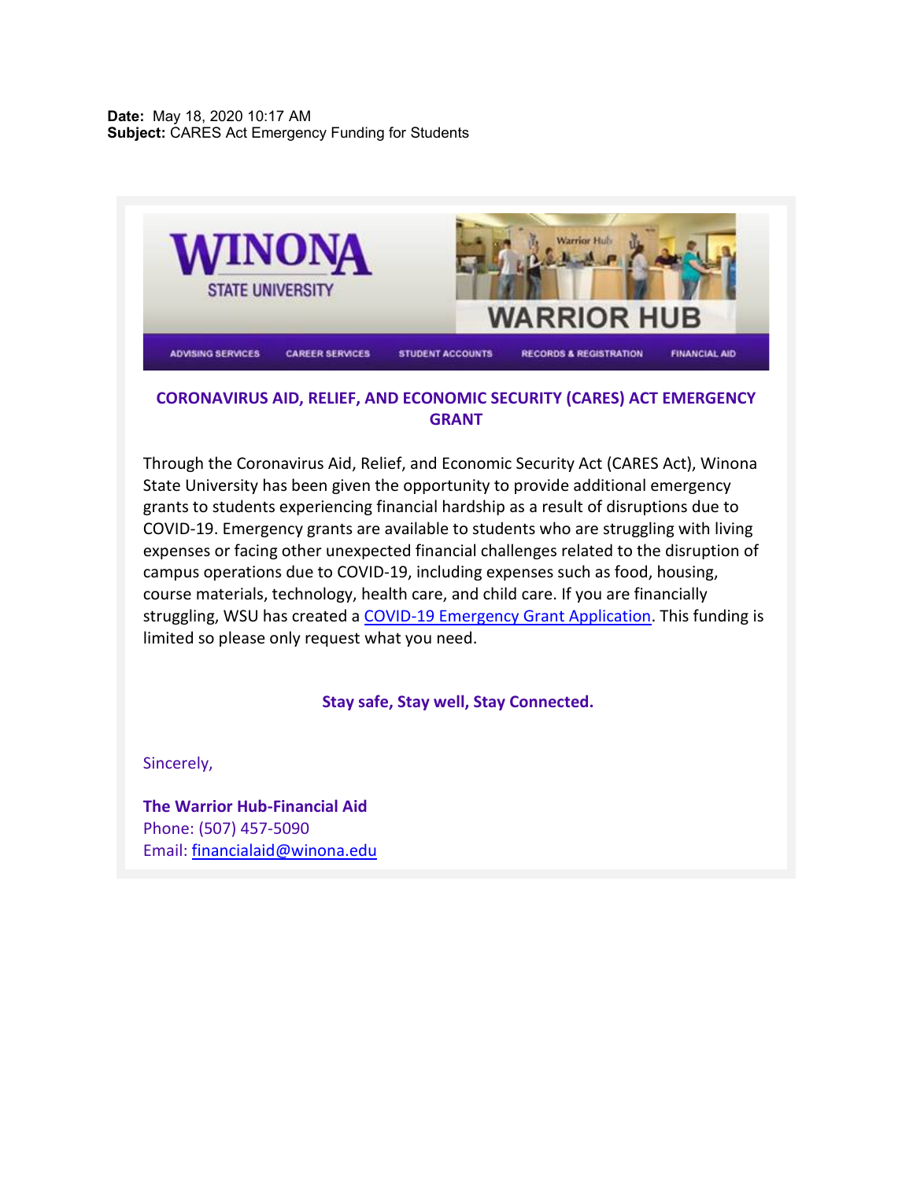**Date:** May 18, 2020 10:17 AM
**Subject:** CARES Act Emergency Funding for Students

WINONA STATE UNIVERSITY

WARRIOR HUB

ADVISING SERVICES | CAREER SERVICES | STUDENT ACCOUNTS | RECORDS & REGISTRATION | FINANCIAL AID

## CORONAVIRUS AID, RELIEF, AND ECONOMIC SECURITY (CARES) ACT EMERGENCY GRANT

Through the Coronavirus Aid, Relief, and Economic Security Act (CARES Act), Winona State University has been given the opportunity to provide additional emergency grants to students experiencing financial hardship as a result of disruptions due to COVID-19. Emergency grants are available to students who are struggling with living expenses or facing other unexpected financial challenges related to the disruption of campus operations due to COVID-19, including expenses such as food, housing, course materials, technology, health care, and child care. If you are financially struggling, WSU has created a COVID-19 Emergency Grant Application. This funding is limited so please only request what you need.

**Stay safe, Stay well, Stay Connected.**

Sincerely,

**The Warrior Hub-Financial Aid**
Phone: (507) 457-5090
Email: financialaid@winona.edu